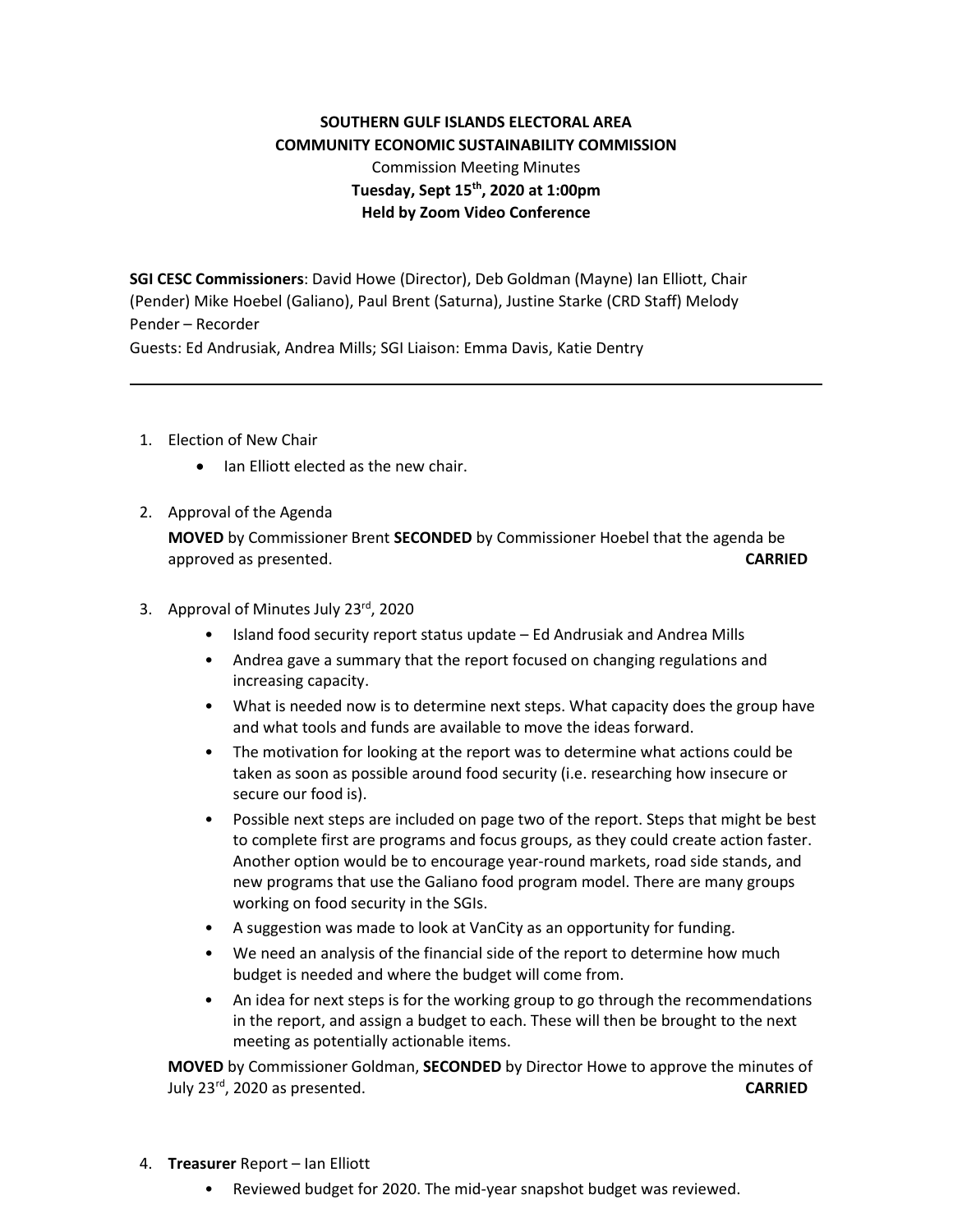**SOUTHERN GULF ISLANDS ELECTORAL AREA**
**COMMUNITY ECONOMIC SUSTAINABILITY COMMISSION**
Commission Meeting Minutes
**Tuesday, Sept 15th, 2020 at 1:00pm**
**Held by Zoom Video Conference**

**SGI CESC Commissioners**: David Howe (Director), Deb Goldman (Mayne) Ian Elliott, Chair (Pender) Mike Hoebel (Galiano), Paul Brent (Saturna), Justine Starke (CRD Staff) Melody Pender – Recorder
Guests: Ed Andrusiak, Andrea Mills; SGI Liaison: Emma Davis, Katie Dentry

---

1. Election of New Chair
   - Ian Elliott elected as the new chair.

2. Approval of the Agenda

   **MOVED** by Commissioner Brent **SECONDED** by Commissioner Hoebel that the agenda be approved as presented. **CARRIED**

3. Approval of Minutes July 23rd, 2020
   - Island food security report status update – Ed Andrusiak and Andrea Mills
   - Andrea gave a summary that the report focused on changing regulations and increasing capacity.
   - What is needed now is to determine next steps. What capacity does the group have and what tools and funds are available to move the ideas forward.
   - The motivation for looking at the report was to determine what actions could be taken as soon as possible around food security (i.e. researching how insecure or secure our food is).
   - Possible next steps are included on page two of the report. Steps that might be best to complete first are programs and focus groups, as they could create action faster. Another option would be to encourage year-round markets, road side stands, and new programs that use the Galiano food program model. There are many groups working on food security in the SGIs.
   - A suggestion was made to look at VanCity as an opportunity for funding.
   - We need an analysis of the financial side of the report to determine how much budget is needed and where the budget will come from.
   - An idea for next steps is for the working group to go through the recommendations in the report, and assign a budget to each. These will then be brought to the next meeting as potentially actionable items.

   **MOVED** by Commissioner Goldman, **SECONDED** by Director Howe to approve the minutes of July 23rd, 2020 as presented. **CARRIED**

4. **Treasurer** Report – Ian Elliott
   - Reviewed budget for 2020. The mid-year snapshot budget was reviewed.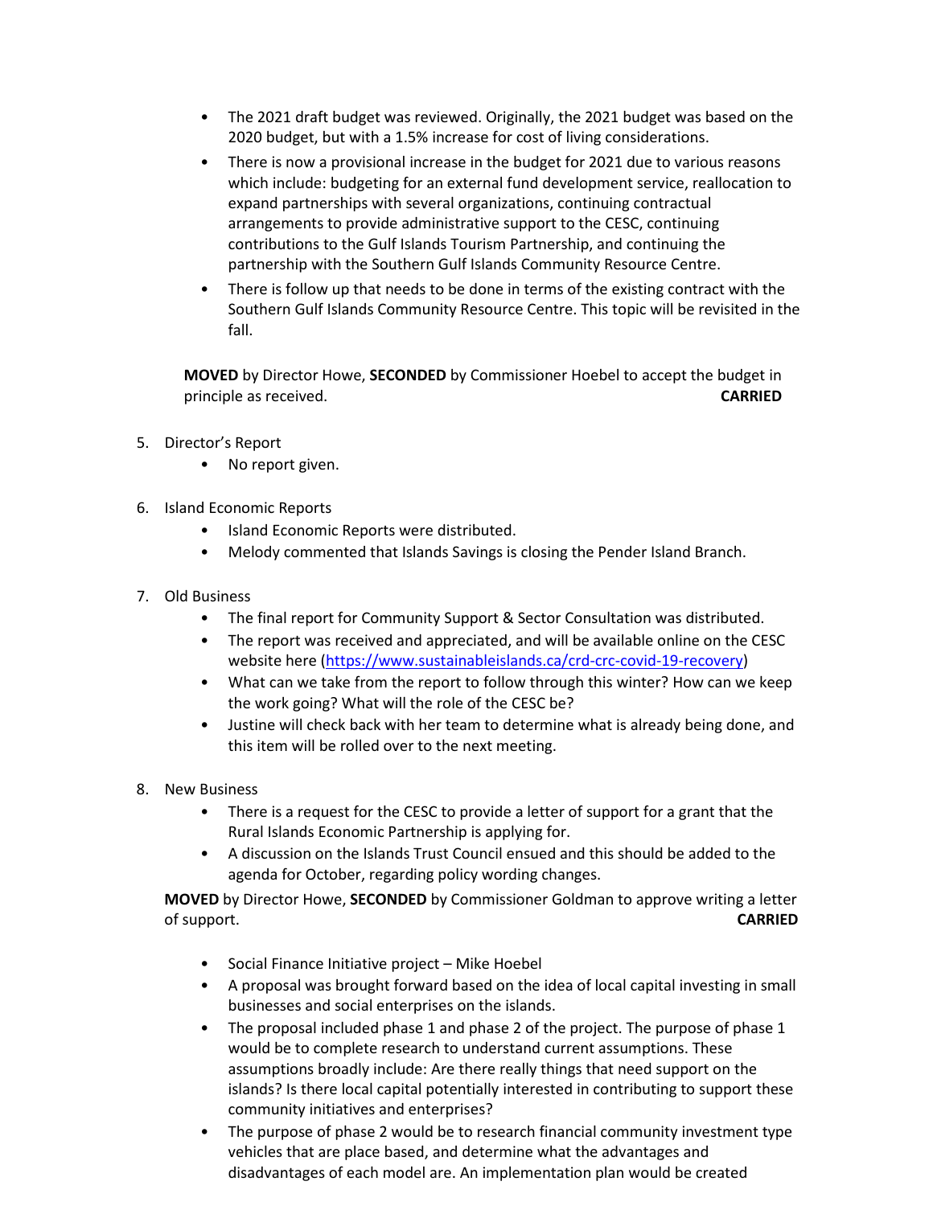- The 2021 draft budget was reviewed. Originally, the 2021 budget was based on the 2020 budget, but with a 1.5% increase for cost of living considerations.
- There is now a provisional increase in the budget for 2021 due to various reasons which include: budgeting for an external fund development service, reallocation to expand partnerships with several organizations, continuing contractual arrangements to provide administrative support to the CESC, continuing contributions to the Gulf Islands Tourism Partnership, and continuing the partnership with the Southern Gulf Islands Community Resource Centre.
- There is follow up that needs to be done in terms of the existing contract with the Southern Gulf Islands Community Resource Centre. This topic will be revisited in the fall.

**MOVED** by Director Howe, **SECONDED** by Commissioner Hoebel to accept the budget in principle as received. **CARRIED**

5. Director's Report
   - No report given.

6. Island Economic Reports
   - Island Economic Reports were distributed.
   - Melody commented that Islands Savings is closing the Pender Island Branch.

7. Old Business
   - The final report for Community Support & Sector Consultation was distributed.
   - The report was received and appreciated, and will be available online on the CESC website here (https://www.sustainableislands.ca/crd-crc-covid-19-recovery)
   - What can we take from the report to follow through this winter? How can we keep the work going? What will the role of the CESC be?
   - Justine will check back with her team to determine what is already being done, and this item will be rolled over to the next meeting.

8. New Business
   - There is a request for the CESC to provide a letter of support for a grant that the Rural Islands Economic Partnership is applying for.
   - A discussion on the Islands Trust Council ensued and this should be added to the agenda for October, regarding policy wording changes.

**MOVED** by Director Howe, **SECONDED** by Commissioner Goldman to approve writing a letter of support. **CARRIED**

- Social Finance Initiative project – Mike Hoebel
- A proposal was brought forward based on the idea of local capital investing in small businesses and social enterprises on the islands.
- The proposal included phase 1 and phase 2 of the project. The purpose of phase 1 would be to complete research to understand current assumptions. These assumptions broadly include: Are there really things that need support on the islands? Is there local capital potentially interested in contributing to support these community initiatives and enterprises?
- The purpose of phase 2 would be to research financial community investment type vehicles that are place based, and determine what the advantages and disadvantages of each model are. An implementation plan would be created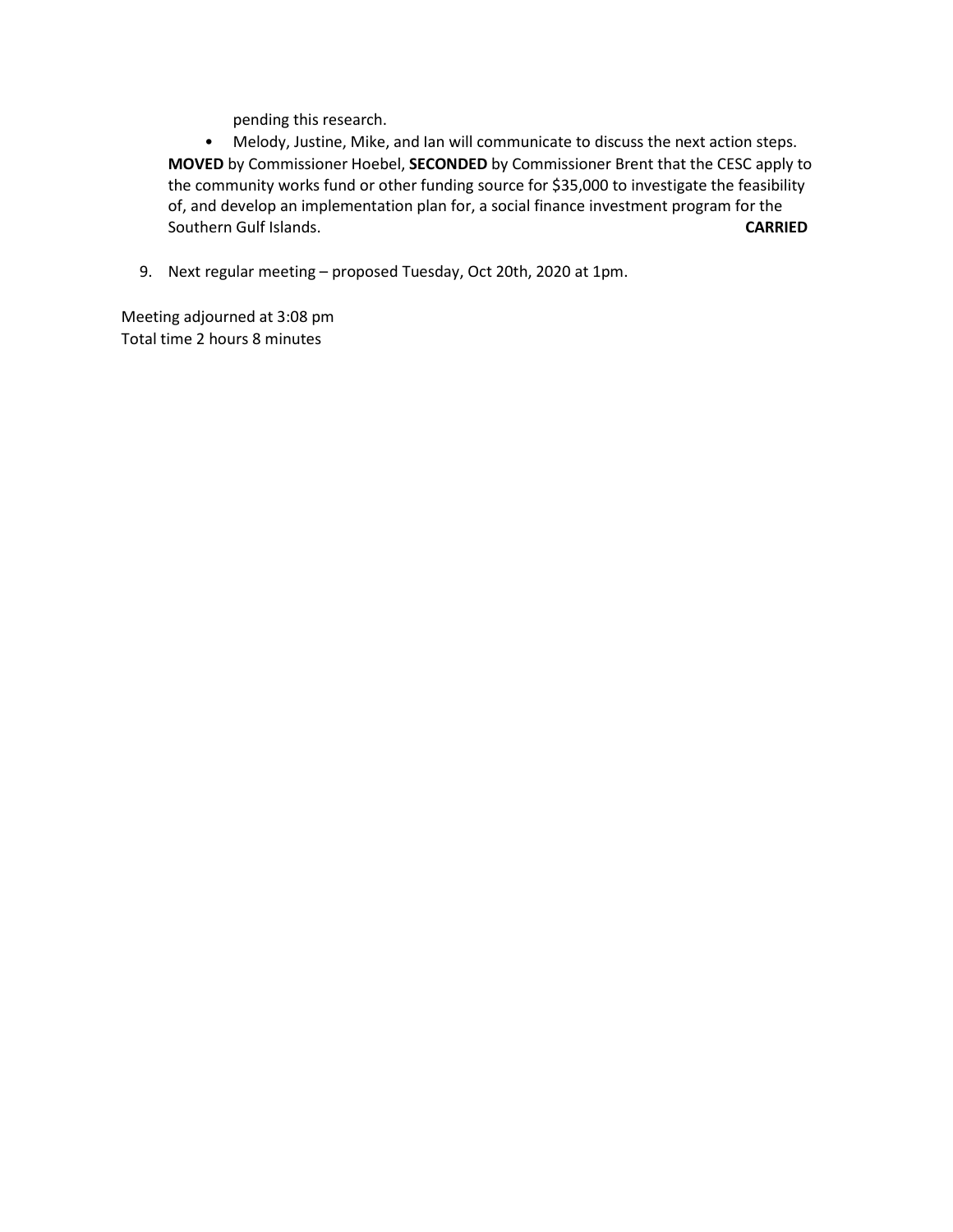pending this research.

- Melody, Justine, Mike, and Ian will communicate to discuss the next action steps.

**MOVED** by Commissioner Hoebel, **SECONDED** by Commissioner Brent that the CESC apply to the community works fund or other funding source for $35,000 to investigate the feasibility of, and develop an implementation plan for, a social finance investment program for the Southern Gulf Islands. **CARRIED**

9. Next regular meeting – proposed Tuesday, Oct 20th, 2020 at 1pm.

Meeting adjourned at 3:08 pm
Total time 2 hours 8 minutes